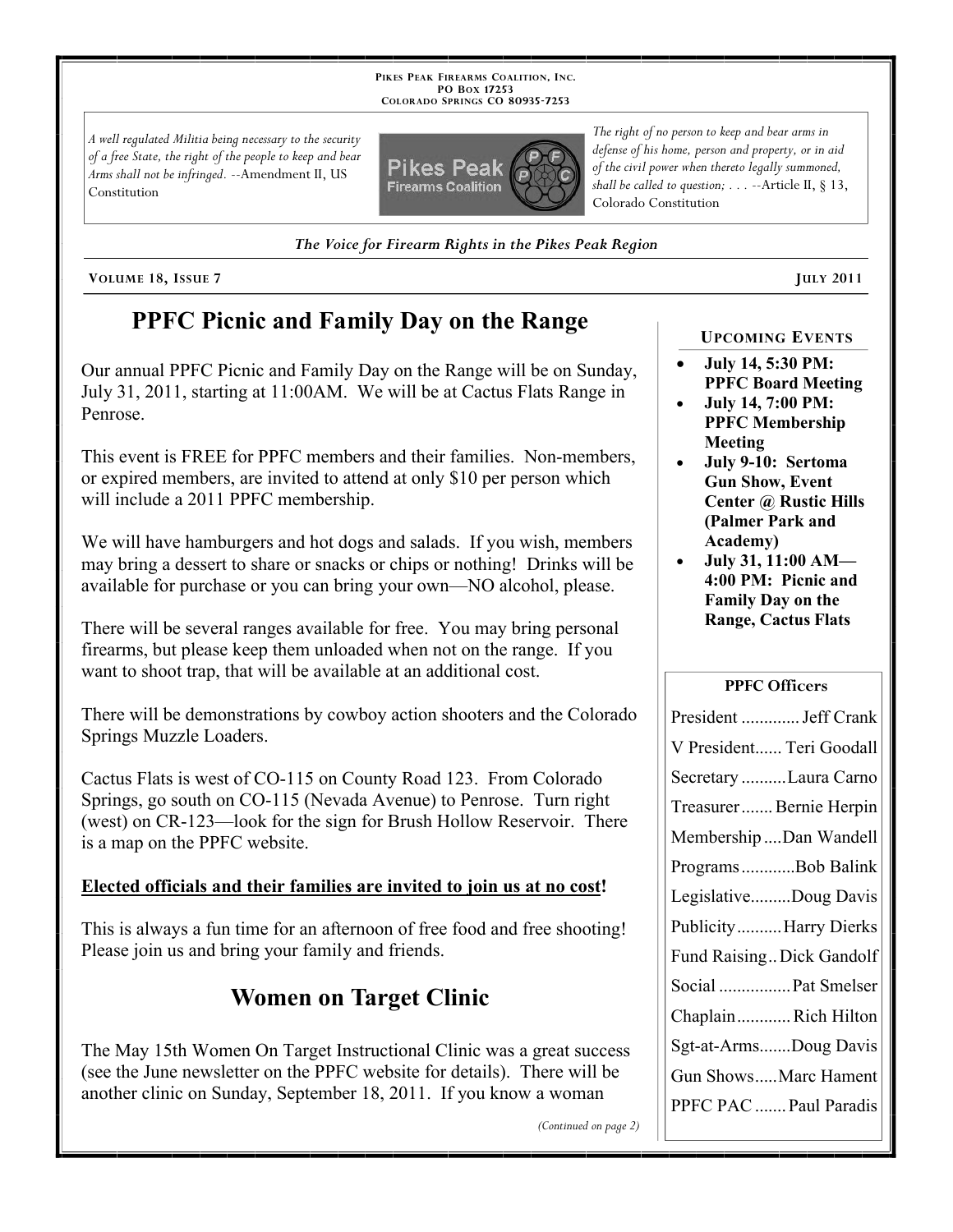PIKES PEAK FIREARMS COALITION, INC.
PO BOX 17253
COLORADO SPRINGS CO 80935-7253

*A well regulated Militia being necessary to the security of a free State, the right of the people to keep and bear Arms shall not be infringed.* --Amendment II, US Constitution

*The right of no person to keep and bear arms in defense of his home, person and property, or in aid of the civil power when thereto legally summoned, shall be called to question; . . .* --Article II, § 13, Colorado Constitution

***The Voice for Firearm Rights in the Pikes Peak Region***

VOLUME 18, ISSUE 7 — JULY 2011

# PPFC Picnic and Family Day on the Range

Our annual PPFC Picnic and Family Day on the Range will be on Sunday, July 31, 2011, starting at 11:00AM. We will be at Cactus Flats Range in Penrose.

This event is FREE for PPFC members and their families. Non-members, or expired members, are invited to attend at only $10 per person which will include a 2011 PPFC membership.

We will have hamburgers and hot dogs and salads. If you wish, members may bring a dessert to share or snacks or chips or nothing! Drinks will be available for purchase or you can bring your own—NO alcohol, please.

There will be several ranges available for free. You may bring personal firearms, but please keep them unloaded when not on the range. If you want to shoot trap, that will be available at an additional cost.

There will be demonstrations by cowboy action shooters and the Colorado Springs Muzzle Loaders.

Cactus Flats is west of CO-115 on County Road 123. From Colorado Springs, go south on CO-115 (Nevada Avenue) to Penrose. Turn right (west) on CR-123—look for the sign for Brush Hollow Reservoir. There is a map on the PPFC website.

**Elected officials and their families are invited to join us at no cost!**

This is always a fun time for an afternoon of free food and free shooting! Please join us and bring your family and friends.

# Women on Target Clinic

The May 15th Women On Target Instructional Clinic was a great success (see the June newsletter on the PPFC website for details). There will be another clinic on Sunday, September 18, 2011. If you know a woman

*(Continued on page 2)*

## UPCOMING EVENTS

- **July 14, 5:30 PM: PPFC Board Meeting**
- **July 14, 7:00 PM: PPFC Membership Meeting**
- **July 9-10: Sertoma Gun Show, Event Center @ Rustic Hills (Palmer Park and Academy)**
- **July 31, 11:00 AM—4:00 PM: Picnic and Family Day on the Range, Cactus Flats**

## PPFC Officers

| Position | Name |
|---|---|
| President | Jeff Crank |
| V President | Teri Goodall |
| Secretary | Laura Carno |
| Treasurer | Bernie Herpin |
| Membership | Dan Wandell |
| Programs | Bob Balink |
| Legislative | Doug Davis |
| Publicity | Harry Dierks |
| Fund Raising | Dick Gandolf |
| Social | Pat Smelser |
| Chaplain | Rich Hilton |
| Sgt-at-Arms | Doug Davis |
| Gun Shows | Marc Hament |
| PPFC PAC | Paul Paradis |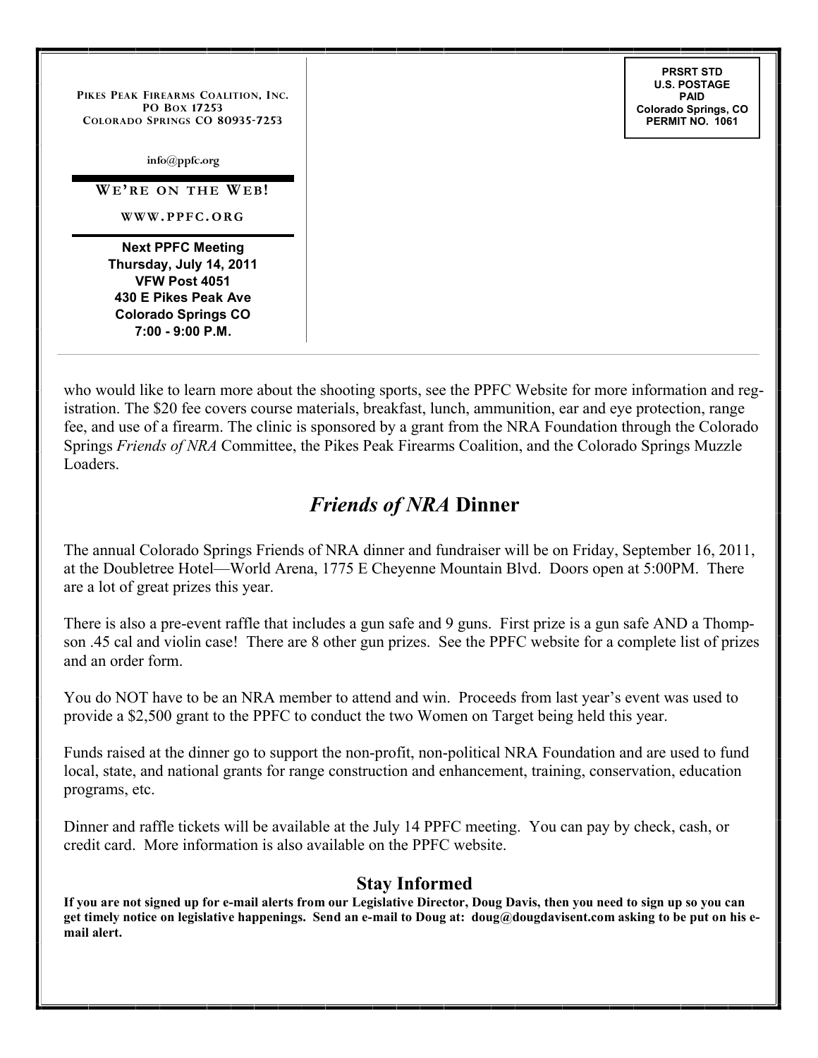PIKES PEAK FIREARMS COALITION, INC.
PO BOX 17253
COLORADO SPRINGS CO 80935-7253

info@ppfc.org

**WE'RE ON THE WEB!**

**WWW.PPFC.ORG**

**Next PPFC Meeting**
**Thursday, July 14, 2011**
**VFW Post 4051**
**430 E Pikes Peak Ave**
**Colorado Springs CO**
**7:00 - 9:00 P.M.**

**PRSRT STD**
**U.S. POSTAGE**
**PAID**
**Colorado Springs, CO**
**PERMIT NO. 1061**

who would like to learn more about the shooting sports, see the PPFC Website for more information and registration. The $20 fee covers course materials, breakfast, lunch, ammunition, ear and eye protection, range fee, and use of a firearm. The clinic is sponsored by a grant from the NRA Foundation through the Colorado Springs *Friends of NRA* Committee, the Pikes Peak Firearms Coalition, and the Colorado Springs Muzzle Loaders.

## *Friends of NRA* Dinner

The annual Colorado Springs Friends of NRA dinner and fundraiser will be on Friday, September 16, 2011, at the Doubletree Hotel—World Arena, 1775 E Cheyenne Mountain Blvd. Doors open at 5:00PM. There are a lot of great prizes this year.

There is also a pre-event raffle that includes a gun safe and 9 guns. First prize is a gun safe AND a Thompson .45 cal and violin case! There are 8 other gun prizes. See the PPFC website for a complete list of prizes and an order form.

You do NOT have to be an NRA member to attend and win. Proceeds from last year's event was used to provide a $2,500 grant to the PPFC to conduct the two Women on Target being held this year.

Funds raised at the dinner go to support the non-profit, non-political NRA Foundation and are used to fund local, state, and national grants for range construction and enhancement, training, conservation, education programs, etc.

Dinner and raffle tickets will be available at the July 14 PPFC meeting. You can pay by check, cash, or credit card. More information is also available on the PPFC website.

## Stay Informed

**If you are not signed up for e-mail alerts from our Legislative Director, Doug Davis, then you need to sign up so you can get timely notice on legislative happenings. Send an e-mail to Doug at: doug@dougdavisent.com asking to be put on his e-mail alert.**